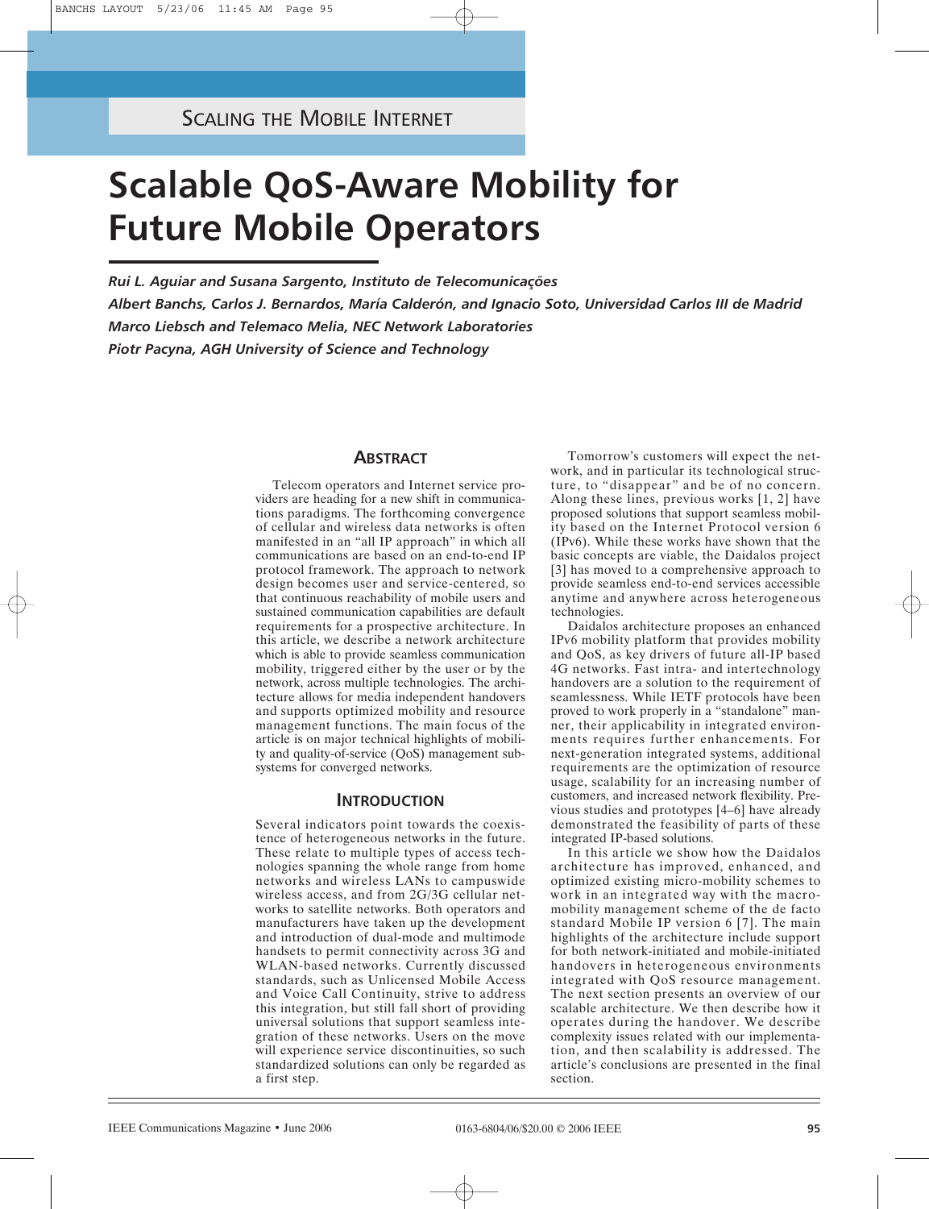SCALING THE MOBILE INTERNET

# Scalable QoS-Aware Mobility for Future Mobile Operators

*Rui L. Aguiar and Susana Sargento, Instituto de Telecomunicações*
*Albert Banchs, Carlos J. Bernardos, María Calderón, and Ignacio Soto, Universidad Carlos III de Madrid*
*Marco Liebsch and Telemaco Melia, NEC Network Laboratories*
*Piotr Pacyna, AGH University of Science and Technology*

## ABSTRACT

Telecom operators and Internet service providers are heading for a new shift in communications paradigms. The forthcoming convergence of cellular and wireless data networks is often manifested in an "all IP approach" in which all communications are based on an end-to-end IP protocol framework. The approach to network design becomes user and service-centered, so that continuous reachability of mobile users and sustained communication capabilities are default requirements for a prospective architecture. In this article, we describe a network architecture which is able to provide seamless communication mobility, triggered either by the user or by the network, across multiple technologies. The architecture allows for media independent handovers and supports optimized mobility and resource management functions. The main focus of the article is on major technical highlights of mobility and quality-of-service (QoS) management subsystems for converged networks.

## INTRODUCTION

Several indicators point towards the coexistence of heterogeneous networks in the future. These relate to multiple types of access technologies spanning the whole range from home networks and wireless LANs to campuswide wireless access, and from 2G/3G cellular networks to satellite networks. Both operators and manufacturers have taken up the development and introduction of dual-mode and multimode handsets to permit connectivity across 3G and WLAN-based networks. Currently discussed standards, such as Unlicensed Mobile Access and Voice Call Continuity, strive to address this integration, but still fall short of providing universal solutions that support seamless integration of these networks. Users on the move will experience service discontinuities, so such standardized solutions can only be regarded as a first step.

Tomorrow's customers will expect the network, and in particular its technological structure, to "disappear" and be of no concern. Along these lines, previous works [1, 2] have proposed solutions that support seamless mobility based on the Internet Protocol version 6 (IPv6). While these works have shown that the basic concepts are viable, the Daidalos project [3] has moved to a comprehensive approach to provide seamless end-to-end services accessible anytime and anywhere across heterogeneous technologies.

Daidalos architecture proposes an enhanced IPv6 mobility platform that provides mobility and QoS, as key drivers of future all-IP based 4G networks. Fast intra- and intertechnology handovers are a solution to the requirement of seamlessness. While IETF protocols have been proved to work properly in a "standalone" manner, their applicability in integrated environments requires further enhancements. For next-generation integrated systems, additional requirements are the optimization of resource usage, scalability for an increasing number of customers, and increased network flexibility. Previous studies and prototypes [4–6] have already demonstrated the feasibility of parts of these integrated IP-based solutions.

In this article we show how the Daidalos architecture has improved, enhanced, and optimized existing micro-mobility schemes to work in an integrated way with the macro-mobility management scheme of the de facto standard Mobile IP version 6 [7]. The main highlights of the architecture include support for both network-initiated and mobile-initiated handovers in heterogeneous environments integrated with QoS resource management. The next section presents an overview of our scalable architecture. We then describe how it operates during the handover. We describe complexity issues related with our implementation, and then scalability is addressed. The article's conclusions are presented in the final section.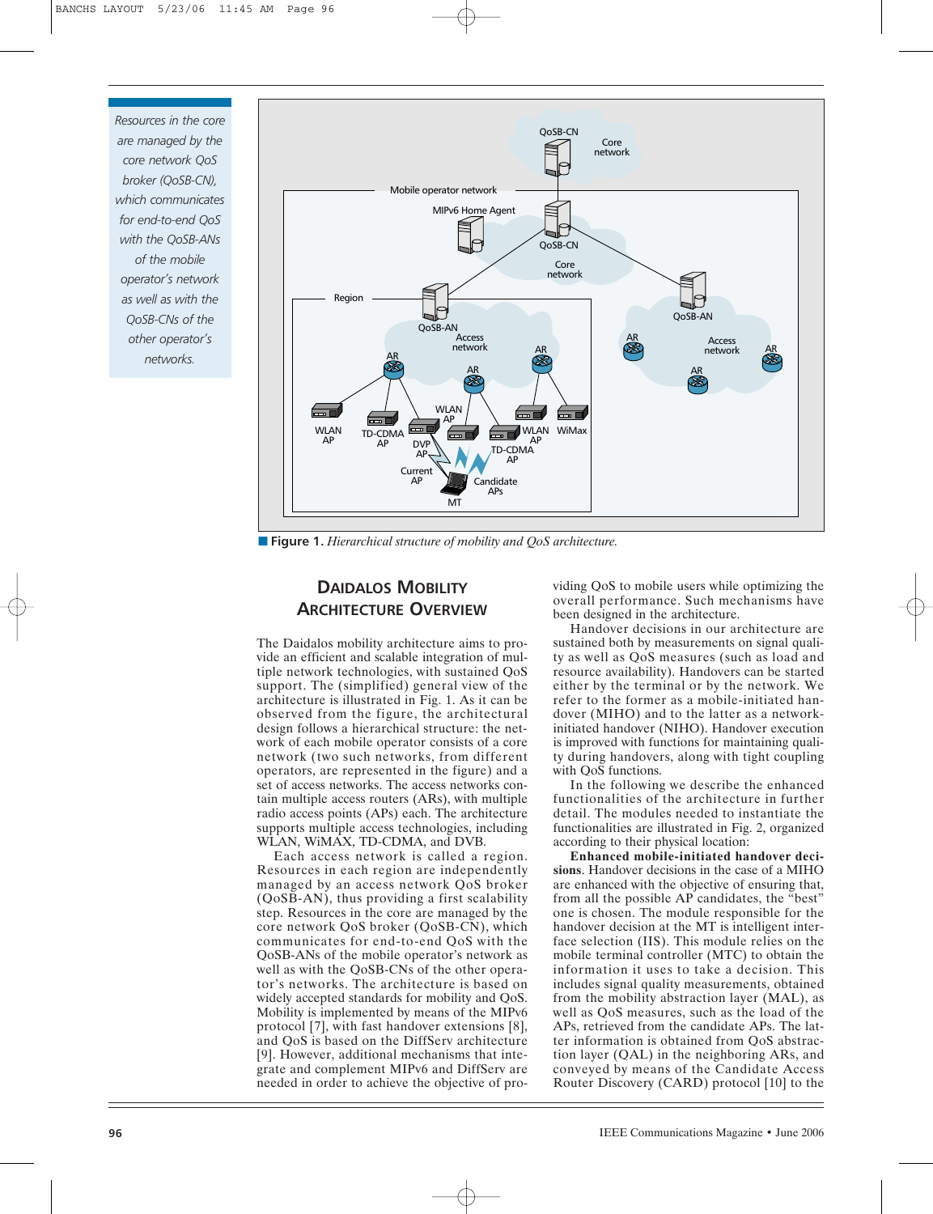Resources in the core are managed by the core network QoS broker (QoSB-CN), which communicates for end-to-end QoS with the QoSB-ANs of the mobile operator's network as well as with the QoSB-CNs of the other operator's networks.

QoSB-CN
Core network
Mobile operator network
MIPv6 Home Agent
QoSB-CN
Core network
Region
QoSB-AN
Access network
QoSB-AN
AR
AR
AR
AR
Access network
AR
AR
WLAN AP
WLAN AP
TD-CDMA AP
DVP AP
WLAN AP
WiMax
TD-CDMA AP
Current AP
Candidate APs
MT

■ **Figure 1.** *Hierarchical structure of mobility and QoS architecture.*

## DAIDALOS MOBILITY ARCHITECTURE OVERVIEW

The Daidalos mobility architecture aims to provide an efficient and scalable integration of multiple network technologies, with sustained QoS support. The (simplified) general view of the architecture is illustrated in Fig. 1. As it can be observed from the figure, the architectural design follows a hierarchical structure: the network of each mobile operator consists of a core network (two such networks, from different operators, are represented in the figure) and a set of access networks. The access networks contain multiple access routers (ARs), with multiple radio access points (APs) each. The architecture supports multiple access technologies, including WLAN, WiMAX, TD-CDMA, and DVB.

Each access network is called a region. Resources in each region are independently managed by an access network QoS broker (QoSB-AN), thus providing a first scalability step. Resources in the core are managed by the core network QoS broker (QoSB-CN), which communicates for end-to-end QoS with the QoSB-ANs of the mobile operator's network as well as with the QoSB-CNs of the other operator's networks. The architecture is based on widely accepted standards for mobility and QoS. Mobility is implemented by means of the MIPv6 protocol [7], with fast handover extensions [8], and QoS is based on the DiffServ architecture [9]. However, additional mechanisms that integrate and complement MIPv6 and DiffServ are needed in order to achieve the objective of providing QoS to mobile users while optimizing the overall performance. Such mechanisms have been designed in the architecture.

Handover decisions in our architecture are sustained both by measurements on signal quality as well as QoS measures (such as load and resource availability). Handovers can be started either by the terminal or by the network. We refer to the former as a mobile-initiated handover (MIHO) and to the latter as a network-initiated handover (NIHO). Handover execution is improved with functions for maintaining quality during handovers, along with tight coupling with QoS functions.

In the following we describe the enhanced functionalities of the architecture in further detail. The modules needed to instantiate the functionalities are illustrated in Fig. 2, organized according to their physical location:

**Enhanced mobile-initiated handover decisions**. Handover decisions in the case of a MIHO are enhanced with the objective of ensuring that, from all the possible AP candidates, the "best" one is chosen. The module responsible for the handover decision at the MT is intelligent interface selection (IIS). This module relies on the mobile terminal controller (MTC) to obtain the information it uses to take a decision. This includes signal quality measurements, obtained from the mobility abstraction layer (MAL), as well as QoS measures, such as the load of the APs, retrieved from the candidate APs. The latter information is obtained from QoS abstraction layer (QAL) in the neighboring ARs, and conveyed by means of the Candidate Access Router Discovery (CARD) protocol [10] to the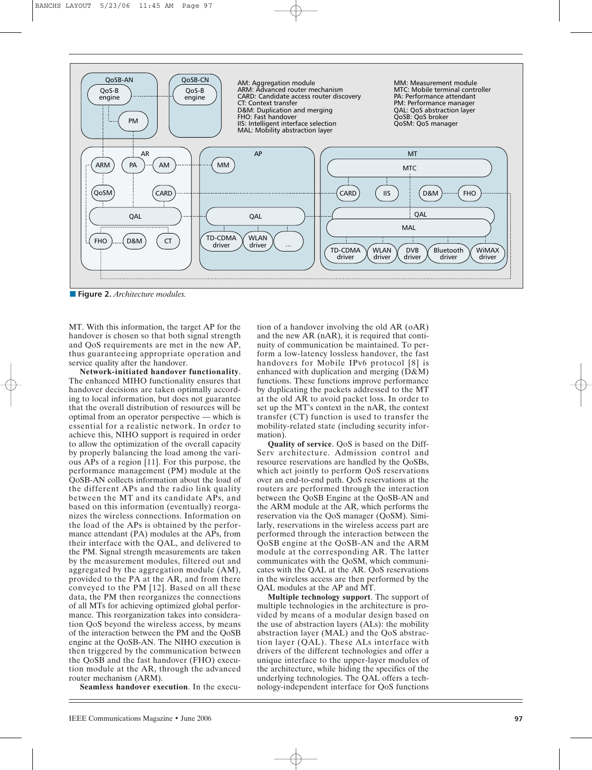AM: Aggregation module
ARM: Advanced router mechanism
CARD: Candidate access router discovery
CT: Context transfer
D&M: Duplication and merging
FHO: Fast handover
IIS: Intelligent interface selection
MAL: Mobility abstraction layer
MM: Measurement module
MTC: Mobile terminal controller
PA: Performance attendant
PM: Performance manager
QAL: QoS abstraction layer
QoSB: QoS broker
QoSM: QoS manager

**Figure 2.** *Architecture modules.*

MT. With this information, the target AP for the handover is chosen so that both signal strength and QoS requirements are met in the new AP, thus guaranteeing appropriate operation and service quality after the handover.

**Network-initiated handover functionality**. The enhanced MIHO functionality ensures that handover decisions are taken optimally according to local information, but does not guarantee that the overall distribution of resources will be optimal from an operator perspective — which is essential for a realistic network. In order to achieve this, NIHO support is required in order to allow the optimization of the overall capacity by properly balancing the load among the various APs of a region [11]. For this purpose, the performance management (PM) module at the QoSB-AN collects information about the load of the different APs and the radio link quality between the MT and its candidate APs, and based on this information (eventually) reorganizes the wireless connections. Information on the load of the APs is obtained by the performance attendant (PA) modules at the APs, from their interface with the QAL, and delivered to the PM. Signal strength measurements are taken by the measurement modules, filtered out and aggregated by the aggregation module (AM), provided to the PA at the AR, and from there conveyed to the PM [12]. Based on all these data, the PM then reorganizes the connections of all MTs for achieving optimized global performance. This reorganization takes into consideration QoS beyond the wireless access, by means of the interaction between the PM and the QoSB engine at the QoSB-AN. The NIHO execution is then triggered by the communication between the QoSB and the fast handover (FHO) execution module at the AR, through the advanced router mechanism (ARM).

**Seamless handover execution**. In the execution of a handover involving the old AR (oAR) and the new AR (nAR), it is required that continuity of communication be maintained. To perform a low-latency lossless handover, the fast handovers for Mobile IPv6 protocol [8] is enhanced with duplication and merging (D&M) functions. These functions improve performance by duplicating the packets addressed to the MT at the old AR to avoid packet loss. In order to set up the MT's context in the nAR, the context transfer (CT) function is used to transfer the mobility-related state (including security information).

**Quality of service**. QoS is based on the DiffServ architecture. Admission control and resource reservations are handled by the QoSBs, which act jointly to perform QoS reservations over an end-to-end path. QoS reservations at the routers are performed through the interaction between the QoSB Engine at the QoSB-AN and the ARM module at the AR, which performs the reservation via the QoS manager (QoSM). Similarly, reservations in the wireless access part are performed through the interaction between the QoSB engine at the QoSB-AN and the ARM module at the corresponding AR. The latter communicates with the QoSM, which communicates with the QAL at the AR. QoS reservations in the wireless access are then performed by the QAL modules at the AP and MT.

**Multiple technology support**. The support of multiple technologies in the architecture is provided by means of a modular design based on the use of abstraction layers (ALs): the mobility abstraction layer (MAL) and the QoS abstraction layer (QAL). These ALs interface with drivers of the different technologies and offer a unique interface to the upper-layer modules of the architecture, while hiding the specifics of the underlying technologies. The QAL offers a technology-independent interface for QoS functions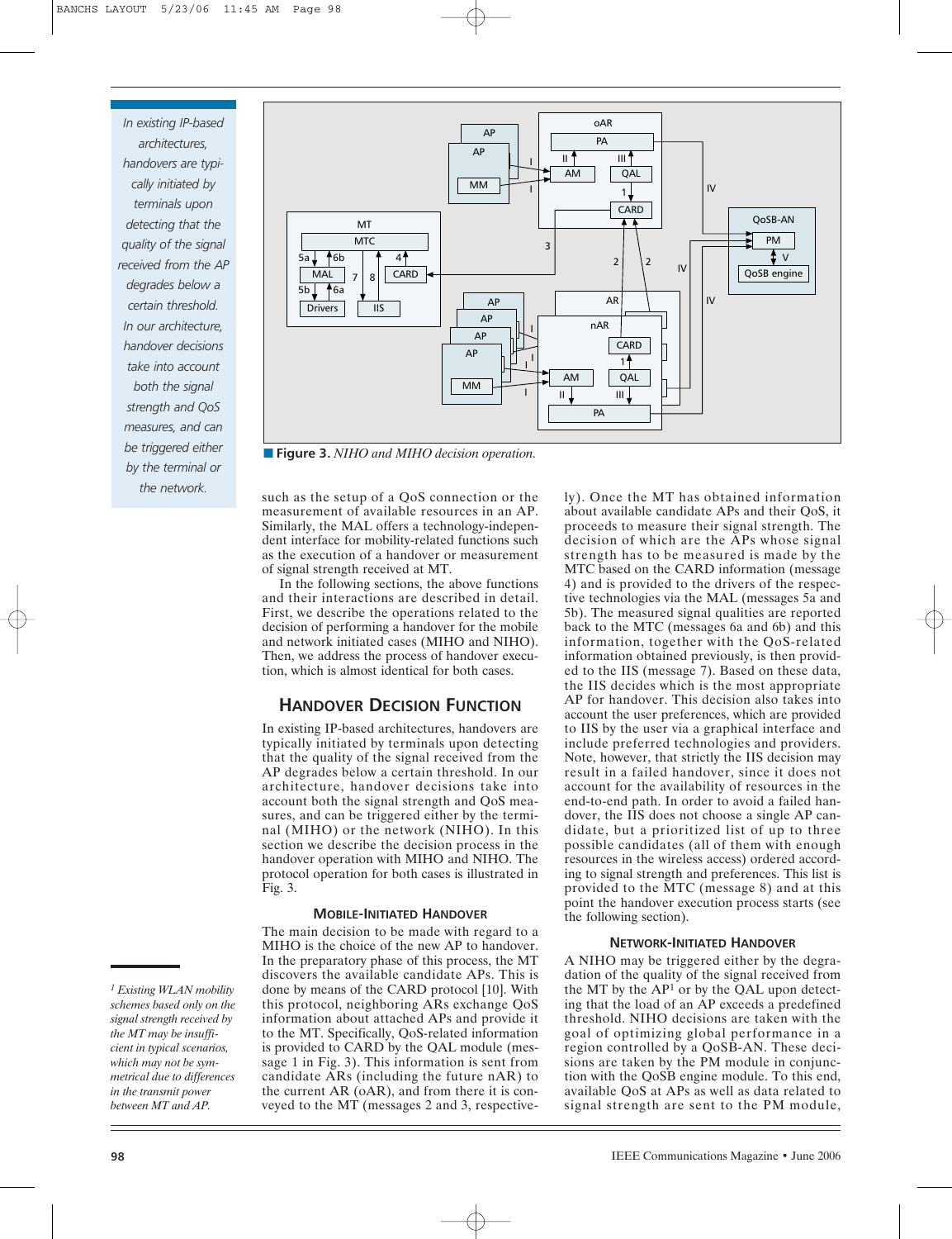■ **Figure 3.** *NIHO and MIHO decision operation.*

*In existing IP-based architectures, handovers are typically initiated by terminals upon detecting that the quality of the signal received from the AP degrades below a certain threshold. In our architecture, handover decisions take into account both the signal strength and QoS measures, and can be triggered either by the terminal or the network.*

such as the setup of a QoS connection or the measurement of available resources in an AP. Similarly, the MAL offers a technology-independent interface for mobility-related functions such as the execution of a handover or measurement of signal strength received at MT.

In the following sections, the above functions and their interactions are described in detail. First, we describe the operations related to the decision of performing a handover for the mobile and network initiated cases (MIHO and NIHO). Then, we address the process of handover execution, which is almost identical for both cases.

## HANDOVER DECISION FUNCTION

In existing IP-based architectures, handovers are typically initiated by terminals upon detecting that the quality of the signal received from the AP degrades below a certain threshold. In our architecture, handover decisions take into account both the signal strength and QoS measures, and can be triggered either by the terminal (MIHO) or the network (NIHO). In this section we describe the decision process in the handover operation with MIHO and NIHO. The protocol operation for both cases is illustrated in Fig. 3.

### MOBILE-INITIATED HANDOVER

The main decision to be made with regard to a MIHO is the choice of the new AP to handover. In the preparatory phase of this process, the MT discovers the available candidate APs. This is done by means of the CARD protocol [10]. With this protocol, neighboring ARs exchange QoS information about attached APs and provide it to the MT. Specifically, QoS-related information is provided to CARD by the QAL module (message 1 in Fig. 3). This information is sent from candidate ARs (including the future nAR) to the current AR (oAR), and from there it is conveyed to the MT (messages 2 and 3, respectively). Once the MT has obtained information about available candidate APs and their QoS, it proceeds to measure their signal strength. The decision of which are the APs whose signal strength has to be measured is made by the MTC based on the CARD information (message 4) and is provided to the drivers of the respective technologies via the MAL (messages 5a and 5b). The measured signal qualities are reported back to the MTC (messages 6a and 6b) and this information, together with the QoS-related information obtained previously, is then provided to the IIS (message 7). Based on these data, the IIS decides which is the most appropriate AP for handover. This decision also takes into account the user preferences, which are provided to IIS by the user via a graphical interface and include preferred technologies and providers. Note, however, that strictly the IIS decision may result in a failed handover, since it does not account for the availability of resources in the end-to-end path. In order to avoid a failed handover, the IIS does not choose a single AP candidate, but a prioritized list of up to three possible candidates (all of them with enough resources in the wireless access) ordered according to signal strength and preferences. This list is provided to the MTC (message 8) and at this point the handover execution process starts (see the following section).

### NETWORK-INITIATED HANDOVER

A NIHO may be triggered either by the degradation of the quality of the signal received from the MT by the AP[1] or by the QAL upon detecting that the load of an AP exceeds a predefined threshold. NIHO decisions are taken with the goal of optimizing global performance in a region controlled by a QoSB-AN. These decisions are taken by the PM module in conjunction with the QoSB engine module. To this end, available QoS at APs as well as data related to signal strength are sent to the PM module,

[1] *Existing WLAN mobility schemes based only on the signal strength received by the MT may be insufficient in typical scenarios, which may not be symmetrical due to differences in the transmit power between MT and AP.*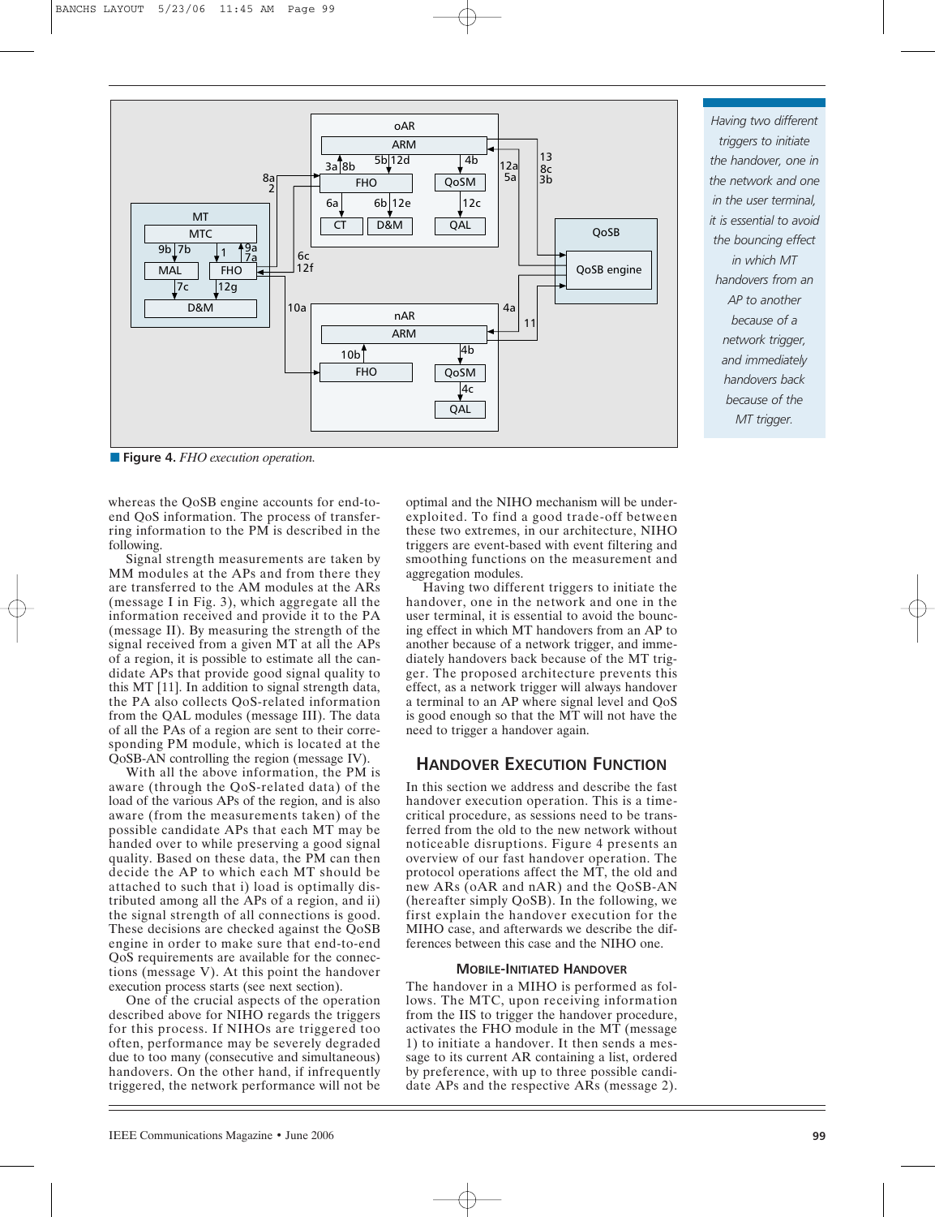oAR
ARM
5b 12d
3a 8b
4b
FHO
QoSM
6a
6b 12e
12c
CT
D&M
QAL
8a
2
12a
5a
13
8c
3b
MT
MTC
9b 7b
1
9a
7a
MAL
FHO
7c
12g
D&M
6c
12f
QoSB
QoSB engine
10a
4a
11
nAR
ARM
10b
4b
FHO
QoSM
4c
QAL

**Figure 4.** *FHO execution operation.*

*Having two different triggers to initiate the handover, one in the network and one in the user terminal, it is essential to avoid the bouncing effect in which MT handovers from an AP to another because of a network trigger, and immediately handovers back because of the MT trigger.*

whereas the QoSB engine accounts for end-to-end QoS information. The process of transferring information to the PM is described in the following.

Signal strength measurements are taken by MM modules at the APs and from there they are transferred to the AM modules at the ARs (message I in Fig. 3), which aggregate all the information received and provide it to the PA (message II). By measuring the strength of the signal received from a given MT at all the APs of a region, it is possible to estimate all the candidate APs that provide good signal quality to this MT [11]. In addition to signal strength data, the PA also collects QoS-related information from the QAL modules (message III). The data of all the PAs of a region are sent to their corresponding PM module, which is located at the QoSB-AN controlling the region (message IV).

With all the above information, the PM is aware (through the QoS-related data) of the load of the various APs of the region, and is also aware (from the measurements taken) of the possible candidate APs that each MT may be handed over to while preserving a good signal quality. Based on these data, the PM can then decide the AP to which each MT should be attached to such that i) load is optimally distributed among all the APs of a region, and ii) the signal strength of all connections is good. These decisions are checked against the QoSB engine in order to make sure that end-to-end QoS requirements are available for the connections (message V). At this point the handover execution process starts (see next section).

One of the crucial aspects of the operation described above for NIHO regards the triggers for this process. If NIHOs are triggered too often, performance may be severely degraded due to too many (consecutive and simultaneous) handovers. On the other hand, if infrequently triggered, the network performance will not be optimal and the NIHO mechanism will be underexploited. To find a good trade-off between these two extremes, in our architecture, NIHO triggers are event-based with event filtering and smoothing functions on the measurement and aggregation modules.

Having two different triggers to initiate the handover, one in the network and one in the user terminal, it is essential to avoid the bouncing effect in which MT handovers from an AP to another because of a network trigger, and immediately handovers back because of the MT trigger. The proposed architecture prevents this effect, as a network trigger will always handover a terminal to an AP where signal level and QoS is good enough so that the MT will not have the need to trigger a handover again.

## Handover Execution Function

In this section we address and describe the fast handover execution operation. This is a time-critical procedure, as sessions need to be transferred from the old to the new network without noticeable disruptions. Figure 4 presents an overview of our fast handover operation. The protocol operations affect the MT, the old and new ARs (oAR and nAR) and the QoSB-AN (hereafter simply QoSB). In the following, we first explain the handover execution for the MIHO case, and afterwards we describe the differences between this case and the NIHO one.

### Mobile-Initiated Handover

The handover in a MIHO is performed as follows. The MTC, upon receiving information from the IIS to trigger the handover procedure, activates the FHO module in the MT (message 1) to initiate a handover. It then sends a message to its current AR containing a list, ordered by preference, with up to three possible candidate APs and the respective ARs (message 2).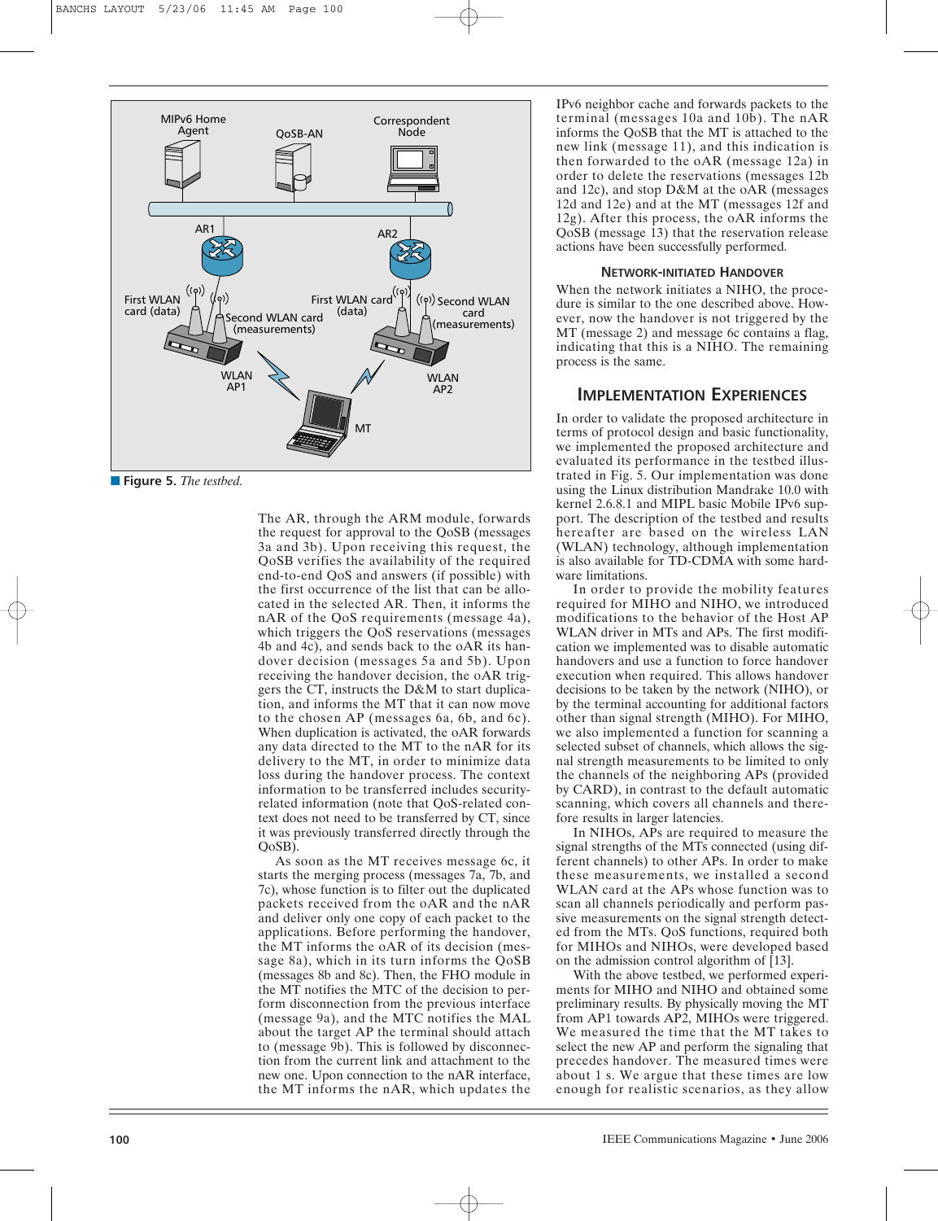**Figure 5.** *The testbed.*

The AR, through the ARM module, forwards the request for approval to the QoSB (messages 3a and 3b). Upon receiving this request, the QoSB verifies the availability of the required end-to-end QoS and answers (if possible) with the first occurrence of the list that can be allocated in the selected AR. Then, it informs the nAR of the QoS requirements (message 4a), which triggers the QoS reservations (messages 4b and 4c), and sends back to the oAR its handover decision (messages 5a and 5b). Upon receiving the handover decision, the oAR triggers the CT, instructs the D&M to start duplication, and informs the MT that it can now move to the chosen AP (messages 6a, 6b, and 6c). When duplication is activated, the oAR forwards any data directed to the MT to the nAR for its delivery to the MT, in order to minimize data loss during the handover process. The context information to be transferred includes security-related information (note that QoS-related context does not need to be transferred by CT, since it was previously transferred directly through the QoSB).

As soon as the MT receives message 6c, it starts the merging process (messages 7a, 7b, and 7c), whose function is to filter out the duplicated packets received from the oAR and the nAR and deliver only one copy of each packet to the applications. Before performing the handover, the MT informs the oAR of its decision (message 8a), which in its turn informs the QoSB (messages 8b and 8c). Then, the FHO module in the MT notifies the MTC of the decision to perform disconnection from the previous interface (message 9a), and the MTC notifies the MAL about the target AP the terminal should attach to (message 9b). This is followed by disconnection from the current link and attachment to the new one. Upon connection to the nAR interface, the MT informs the nAR, which updates the IPv6 neighbor cache and forwards packets to the terminal (messages 10a and 10b). The nAR informs the QoSB that the MT is attached to the new link (message 11), and this indication is then forwarded to the oAR (message 12a) in order to delete the reservations (messages 12b and 12c), and stop D&M at the oAR (messages 12d and 12e) and at the MT (messages 12f and 12g). After this process, the oAR informs the QoSB (message 13) that the reservation release actions have been successfully performed.

### Network-Initiated Handover

When the network initiates a NIHO, the procedure is similar to the one described above. However, now the handover is not triggered by the MT (message 2) and message 6c contains a flag, indicating that this is a NIHO. The remaining process is the same.

## Implementation Experiences

In order to validate the proposed architecture in terms of protocol design and basic functionality, we implemented the proposed architecture and evaluated its performance in the testbed illustrated in Fig. 5. Our implementation was done using the Linux distribution Mandrake 10.0 with kernel 2.6.8.1 and MIPL basic Mobile IPv6 support. The description of the testbed and results hereafter are based on the wireless LAN (WLAN) technology, although implementation is also available for TD-CDMA with some hardware limitations.

In order to provide the mobility features required for MIHO and NIHO, we introduced modifications to the behavior of the Host AP WLAN driver in MTs and APs. The first modification we implemented was to disable automatic handovers and use a function to force handover execution when required. This allows handover decisions to be taken by the network (NIHO), or by the terminal accounting for additional factors other than signal strength (MIHO). For MIHO, we also implemented a function for scanning a selected subset of channels, which allows the signal strength measurements to be limited to only the channels of the neighboring APs (provided by CARD), in contrast to the default automatic scanning, which covers all channels and therefore results in larger latencies.

In NIHOs, APs are required to measure the signal strengths of the MTs connected (using different channels) to other APs. In order to make these measurements, we installed a second WLAN card at the APs whose function was to scan all channels periodically and perform passive measurements on the signal strength detected from the MTs. QoS functions, required both for MIHOs and NIHOs, were developed based on the admission control algorithm of [13].

With the above testbed, we performed experiments for MIHO and NIHO and obtained some preliminary results. By physically moving the MT from AP1 towards AP2, MIHOs were triggered. We measured the time that the MT takes to select the new AP and perform the signaling that precedes handover. The measured times were about 1 s. We argue that these times are low enough for realistic scenarios, as they allow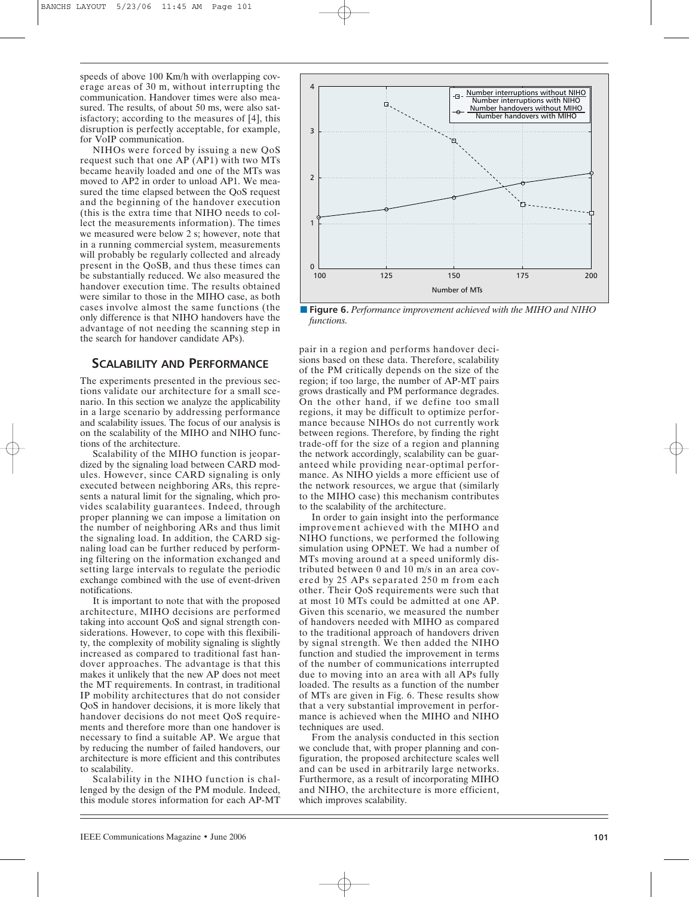speeds of above 100 Km/h with overlapping coverage areas of 30 m, without interrupting the communication. Handover times were also measured. The results, of about 50 ms, were also satisfactory; according to the measures of [4], this disruption is perfectly acceptable, for example, for VoIP communication.

NIHOs were forced by issuing a new QoS request such that one AP (AP1) with two MTs became heavily loaded and one of the MTs was moved to AP2 in order to unload AP1. We measured the time elapsed between the QoS request and the beginning of the handover execution (this is the extra time that NIHO needs to collect the measurements information). The times we measured were below 2 s; however, note that in a running commercial system, measurements will probably be regularly collected and already present in the QoSB, and thus these times can be substantially reduced. We also measured the handover execution time. The results obtained were similar to those in the MIHO case, as both cases involve almost the same functions (the only difference is that NIHO handovers have the advantage of not needing the scanning step in the search for handover candidate APs).

## Scalability and Performance

The experiments presented in the previous sections validate our architecture for a small scenario. In this section we analyze the applicability in a large scenario by addressing performance and scalability issues. The focus of our analysis is on the scalability of the MIHO and NIHO functions of the architecture.

Scalability of the MIHO function is jeopardized by the signaling load between CARD modules. However, since CARD signaling is only executed between neighboring ARs, this represents a natural limit for the signaling, which provides scalability guarantees. Indeed, through proper planning we can impose a limitation on the number of neighboring ARs and thus limit the signaling load. In addition, the CARD signaling load can be further reduced by performing filtering on the information exchanged and setting large intervals to regulate the periodic exchange combined with the use of event-driven notifications.

It is important to note that with the proposed architecture, MIHO decisions are performed taking into account QoS and signal strength considerations. However, to cope with this flexibility, the complexity of mobility signaling is slightly increased as compared to traditional fast handover approaches. The advantage is that this makes it unlikely that the new AP does not meet the MT requirements. In contrast, in traditional IP mobility architectures that do not consider QoS in handover decisions, it is more likely that handover decisions do not meet QoS requirements and therefore more than one handover is necessary to find a suitable AP. We argue that by reducing the number of failed handovers, our architecture is more efficient and this contributes to scalability.

Scalability in the NIHO function is challenged by the design of the PM module. Indeed, this module stores information for each AP-MT pair in a region and performs handover decisions based on these data. Therefore, scalability of the PM critically depends on the size of the region; if too large, the number of AP-MT pairs grows drastically and PM performance degrades. On the other hand, if we define too small regions, it may be difficult to optimize performance because NIHOs do not currently work between regions. Therefore, by finding the right trade-off for the size of a region and planning the network accordingly, scalability can be guaranteed while providing near-optimal performance. As NIHO yields a more efficient use of the network resources, we argue that (similarly to the MIHO case) this mechanism contributes to the scalability of the architecture.

In order to gain insight into the performance improvement achieved with the MIHO and NIHO functions, we performed the following simulation using OPNET. We had a number of MTs moving around at a speed uniformly distributed between 0 and 10 m/s in an area covered by 25 APs separated 250 m from each other. Their QoS requirements were such that at most 10 MTs could be admitted at one AP. Given this scenario, we measured the number of handovers needed with MIHO as compared to the traditional approach of handovers driven by signal strength. We then added the NIHO function and studied the improvement in terms of the number of communications interrupted due to moving into an area with all APs fully loaded. The results as a function of the number of MTs are given in Fig. 6. These results show that a very substantial improvement in performance is achieved when the MIHO and NIHO techniques are used.

From the analysis conducted in this section we conclude that, with proper planning and configuration, the proposed architecture scales well and can be used in arbitrarily large networks. Furthermore, as a result of incorporating MIHO and NIHO, the architecture is more efficient, which improves scalability.

Number interruptions without NIHO
Number interruptions with NIHO
Number handovers without MIHO
Number handovers with MIHO

4
3
2
1
0

100 125 150 175 200

Number of MTs

**Figure 6.** *Performance improvement achieved with the MIHO and NIHO functions.*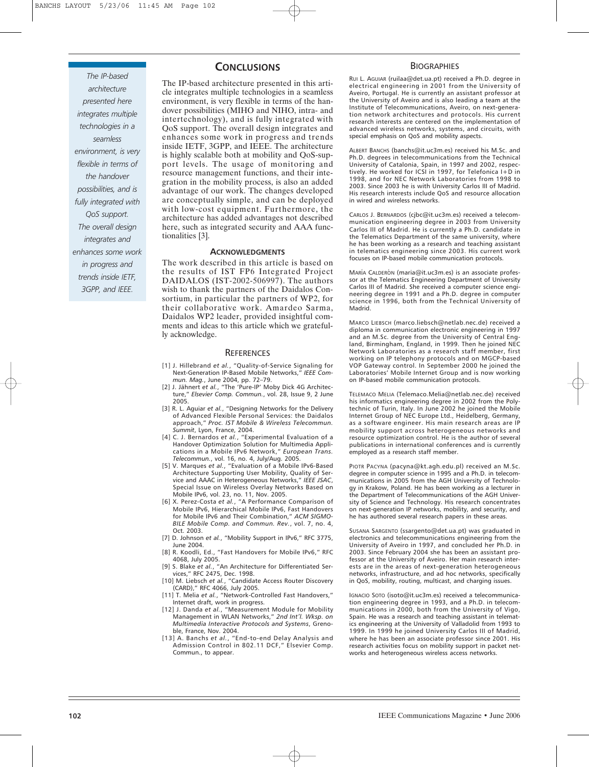## CONCLUSIONS

The IP-based architecture presented in this article integrates multiple technologies in a seamless environment, is very flexible in terms of the handover possibilities (MIHO and NIHO, intra- and intertechnology), and is fully integrated with QoS support. The overall design integrates and enhances some work in progress and trends inside IETF, 3GPP, and IEEE. The architecture is highly scalable both at mobility and QoS-support levels. The usage of monitoring and resource management functions, and their integration in the mobility process, is also an added advantage of our work. The changes developed are conceptually simple, and can be deployed with low-cost equipment. Furthermore, the architecture has added advantages not described here, such as integrated security and AAA functionalities [3].

*The IP-based architecture presented here integrates multiple technologies in a seamless environment, is very flexible in terms of the handover possibilities, and is fully integrated with QoS support. The overall design integrates and enhances some work in progress and trends inside IETF, 3GPP, and IEEE.*

### ACKNOWLEDGMENTS

The work described in this article is based on the results of IST FP6 Integrated Project DAIDALOS (IST-2002-506997). The authors wish to thank the partners of the Daidalos Consortium, in particular the partners of WP2, for their collaborative work. Amardeo Sarma, Daidalos WP2 leader, provided insightful comments and ideas to this article which we gratefully acknowledge.

## REFERENCES

[1] J. Hillebrand *et al.*, "Quality-of-Service Signaling for Next-Generation IP-Based Mobile Networks," *IEEE Commun. Mag.*, June 2004, pp. 72–79.

[2] J. Jähnert *et al.*, "The 'Pure-IP' Moby Dick 4G Architecture," *Elsevier Comp. Commun.*, vol. 28, Issue 9, 2 June 2005.

[3] R. L. Aguiar *et al.*, "Designing Networks for the Delivery of Advanced Flexible Personal Services: the Daidalos approach," *Proc. IST Mobile & Wireless Telecommun. Summit*, Lyon, France, 2004.

[4] C. J. Bernardos *et al.*, "Experimental Evaluation of a Handover Optimization Solution for Multimedia Applications in a Mobile IPv6 Network," *European Trans. Telecommun.*, vol. 16, no. 4, July/Aug. 2005.

[5] V. Marques *et al.*, "Evaluation of a Mobile IPv6-Based Architecture Supporting User Mobility, Quality of Service and AAAC in Heterogeneous Networks," *IEEE JSAC*, Special Issue on Wireless Overlay Networks Based on Mobile IPv6, vol. 23, no. 11, Nov. 2005.

[6] X. Perez-Costa *et al.*, "A Performance Comparison of Mobile IPv6, Hierarchical Mobile IPv6, Fast Handovers for Mobile IPv6 and Their Combination," *ACM SIGMOBILE Mobile Comp. and Commun. Rev.*, vol. 7, no. 4, Oct. 2003.

[7] D. Johnson *et al.*, "Mobility Support in IPv6," RFC 3775, June 2004.

[8] R. Koodli, Ed., "Fast Handovers for Mobile IPv6," RFC 4068, July 2005.

[9] S. Blake *et al.*, "An Architecture for Differentiated Services," RFC 2475, Dec. 1998.

[10] M. Liebsch *et al.*, "Candidate Access Router Discovery (CARD)," RFC 4066, July 2005.

[11] T. Melia *et al.*, "Network-Controlled Fast Handovers," Internet draft, work in progress.

[12] J. Danda *et al.*, "Measurement Module for Mobility Management in WLAN Networks," *2nd Int'l. Wksp. on Multimedia Interactive Protocols and Systems*, Grenoble, France, Nov. 2004.

[13] A. Banchs *et al.*, "End-to-end Delay Analysis and Admission Control in 802.11 DCF," Elsevier Comp. Commun., to appear.

## BIOGRAPHIES

RUI L. AGUIAR (ruilaa@det.ua.pt) received a Ph.D. degree in electrical engineering in 2001 from the University of Aveiro, Portugal. He is currently an assistant professor at the University of Aveiro and is also leading a team at the Institute of Telecommunications, Aveiro, on next-generation network architectures and protocols. His current research interests are centered on the implementation of advanced wireless networks, systems, and circuits, with special emphasis on QoS and mobility aspects.

ALBERT BANCHS (banchs@it.uc3m.es) received his M.Sc. and Ph.D. degrees in telecommunications from the Technical University of Catalonia, Spain, in 1997 and 2002, respectively. He worked for ICSI in 1997, for Telefonica I+D in 1998, and for NEC Network Laboratories from 1998 to 2003. Since 2003 he is with University Carlos III of Madrid. His research interests include QoS and resource allocation in wired and wireless networks.

CARLOS J. BERNARDOS (cjbc@it.uc3m.es) received a telecommunication engineering degree in 2003 from University Carlos III of Madrid. He is currently a Ph.D. candidate in the Telematics Department of the same university, where he has been working as a research and teaching assistant in telematics engineering since 2003. His current work focuses on IP-based mobile communication protocols.

MARÍA CALDERÓN (maria@it.uc3m.es) is an associate professor at the Telematics Engineering Department of University Carlos III of Madrid. She received a computer science engineering degree in 1991 and a Ph.D. degree in computer science in 1996, both from the Technical University of Madrid.

MARCO LIEBSCH (marco.liebsch@netlab.nec.de) received a diploma in communication electronic engineering in 1997 and an M.Sc. degree from the University of Central England, Birmingham, England, in 1999. Then he joined NEC Network Laboratories as a research staff member, first working on IP telephony protocols and on MGCP-based VOP Gateway control. In September 2000 he joined the Laboratories' Mobile Internet Group and is now working on IP-based mobile communication protocols.

TELEMACO MELIA (Telemaco.Melia@netlab.nec.de) received his informatics engineering degree in 2002 from the Polytechnic of Turin, Italy. In June 2002 he joined the Mobile Internet Group of NEC Europe Ltd., Heidelberg, Germany, as a software engineer. His main research areas are IP mobility support across heterogeneous networks and resource optimization control. He is the author of several publications in international conferences and is currently employed as a research staff member.

PIOTR PACYNA (pacyna@kt.agh.edu.pl) received an M.Sc. degree in computer science in 1995 and a Ph.D. in telecommunications in 2005 from the AGH University of Technology in Krakow, Poland. He has been working as a lecturer in the Department of Telecommunications of the AGH University of Science and Technology. His research concentrates on next-generation IP networks, mobility, and security, and he has authored several research papers in these areas.

SUSANA SARGENTO (ssargento@det.ua.pt) was graduated in electronics and telecommunications engineering from the University of Aveiro in 1997, and concluded her Ph.D. in 2003. Since February 2004 she has been an assistant professor at the University of Aveiro. Her main research interests are in the areas of next-generation heterogeneous networks, infrastructure, and ad hoc networks, specifically in QoS, mobility, routing, multicast, and charging issues.

IGNACIO SOTO (isoto@it.uc3m.es) received a telecommunication engineering degree in 1993, and a Ph.D. in telecommunications in 2000, both from the University of Vigo, Spain. He was a research and teaching assistant in telematics engineering at the University of Valladolid from 1993 to 1999. In 1999 he joined University Carlos III of Madrid, where he has been an associate professor since 2001. His research activities focus on mobility support in packet networks and heterogeneous wireless access networks.